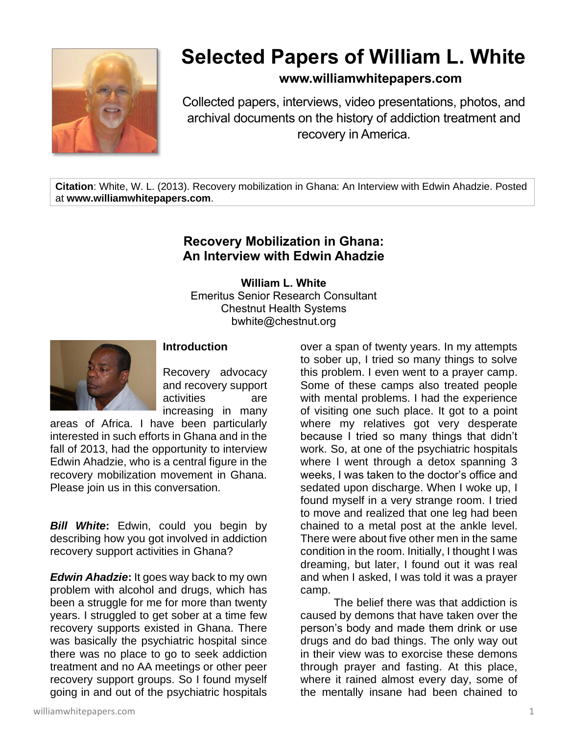# Selected Papers of William L. White

**www.williamwhitepapers.com**

Collected papers, interviews, video presentations, photos, and archival documents on the history of addiction treatment and recovery in America.

**Citation**: White, W. L. (2013). Recovery mobilization in Ghana: An Interview with Edwin Ahadzie. Posted at **www.williamwhitepapers.com**.

## Recovery Mobilization in Ghana: An Interview with Edwin Ahadzie

**William L. White**
Emeritus Senior Research Consultant
Chestnut Health Systems
bwhite@chestnut.org

### Introduction

Recovery advocacy and recovery support activities are increasing in many areas of Africa. I have been particularly interested in such efforts in Ghana and in the fall of 2013, had the opportunity to interview Edwin Ahadzie, who is a central figure in the recovery mobilization movement in Ghana. Please join us in this conversation.

***Bill White*:** Edwin, could you begin by describing how you got involved in addiction recovery support activities in Ghana?

***Edwin Ahadzie*:** It goes way back to my own problem with alcohol and drugs, which has been a struggle for me for more than twenty years. I struggled to get sober at a time few recovery supports existed in Ghana. There was basically the psychiatric hospital since there was no place to go to seek addiction treatment and no AA meetings or other peer recovery support groups. So I found myself going in and out of the psychiatric hospitals over a span of twenty years. In my attempts to sober up, I tried so many things to solve this problem. I even went to a prayer camp. Some of these camps also treated people with mental problems. I had the experience of visiting one such place. It got to a point where my relatives got very desperate because I tried so many things that didn't work. So, at one of the psychiatric hospitals where I went through a detox spanning 3 weeks, I was taken to the doctor's office and sedated upon discharge. When I woke up, I found myself in a very strange room. I tried to move and realized that one leg had been chained to a metal post at the ankle level. There were about five other men in the same condition in the room. Initially, I thought I was dreaming, but later, I found out it was real and when I asked, I was told it was a prayer camp.

The belief there was that addiction is caused by demons that have taken over the person's body and made them drink or use drugs and do bad things. The only way out in their view was to exorcise these demons through prayer and fasting. At this place, where it rained almost every day, some of the mentally insane had been chained to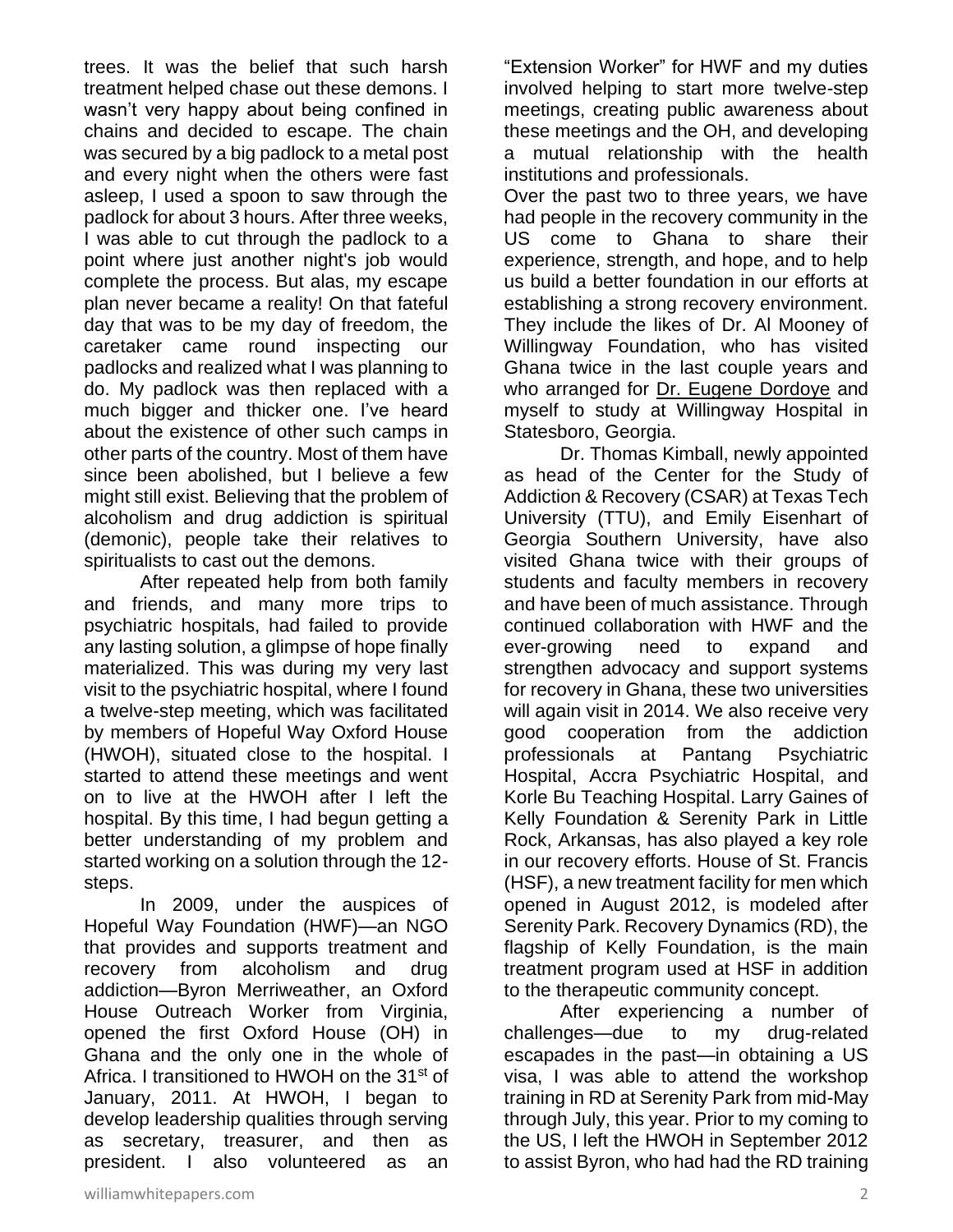trees. It was the belief that such harsh treatment helped chase out these demons. I wasn't very happy about being confined in chains and decided to escape. The chain was secured by a big padlock to a metal post and every night when the others were fast asleep, I used a spoon to saw through the padlock for about 3 hours. After three weeks, I was able to cut through the padlock to a point where just another night's job would complete the process. But alas, my escape plan never became a reality! On that fateful day that was to be my day of freedom, the caretaker came round inspecting our padlocks and realized what I was planning to do. My padlock was then replaced with a much bigger and thicker one. I've heard about the existence of other such camps in other parts of the country. Most of them have since been abolished, but I believe a few might still exist. Believing that the problem of alcoholism and drug addiction is spiritual (demonic), people take their relatives to spiritualists to cast out the demons.

After repeated help from both family and friends, and many more trips to psychiatric hospitals, had failed to provide any lasting solution, a glimpse of hope finally materialized. This was during my very last visit to the psychiatric hospital, where I found a twelve-step meeting, which was facilitated by members of Hopeful Way Oxford House (HWOH), situated close to the hospital. I started to attend these meetings and went on to live at the HWOH after I left the hospital. By this time, I had begun getting a better understanding of my problem and started working on a solution through the 12-steps.

In 2009, under the auspices of Hopeful Way Foundation (HWF)—an NGO that provides and supports treatment and recovery from alcoholism and drug addiction—Byron Merriweather, an Oxford House Outreach Worker from Virginia, opened the first Oxford House (OH) in Ghana and the only one in the whole of Africa. I transitioned to HWOH on the 31st of January, 2011. At HWOH, I began to develop leadership qualities through serving as secretary, treasurer, and then as president. I also volunteered as an "Extension Worker" for HWF and my duties involved helping to start more twelve-step meetings, creating public awareness about these meetings and the OH, and developing a mutual relationship with the health institutions and professionals.

Over the past two to three years, we have had people in the recovery community in the US come to Ghana to share their experience, strength, and hope, and to help us build a better foundation in our efforts at establishing a strong recovery environment. They include the likes of Dr. Al Mooney of Willingway Foundation, who has visited Ghana twice in the last couple years and who arranged for Dr. Eugene Dordoye and myself to study at Willingway Hospital in Statesboro, Georgia.

Dr. Thomas Kimball, newly appointed as head of the Center for the Study of Addiction & Recovery (CSAR) at Texas Tech University (TTU), and Emily Eisenhart of Georgia Southern University, have also visited Ghana twice with their groups of students and faculty members in recovery and have been of much assistance. Through continued collaboration with HWF and the ever-growing need to expand and strengthen advocacy and support systems for recovery in Ghana, these two universities will again visit in 2014. We also receive very good cooperation from the addiction professionals at Pantang Psychiatric Hospital, Accra Psychiatric Hospital, and Korle Bu Teaching Hospital. Larry Gaines of Kelly Foundation & Serenity Park in Little Rock, Arkansas, has also played a key role in our recovery efforts. House of St. Francis (HSF), a new treatment facility for men which opened in August 2012, is modeled after Serenity Park. Recovery Dynamics (RD), the flagship of Kelly Foundation, is the main treatment program used at HSF in addition to the therapeutic community concept.

After experiencing a number of challenges—due to my drug-related escapades in the past—in obtaining a US visa, I was able to attend the workshop training in RD at Serenity Park from mid-May through July, this year. Prior to my coming to the US, I left the HWOH in September 2012 to assist Byron, who had had the RD training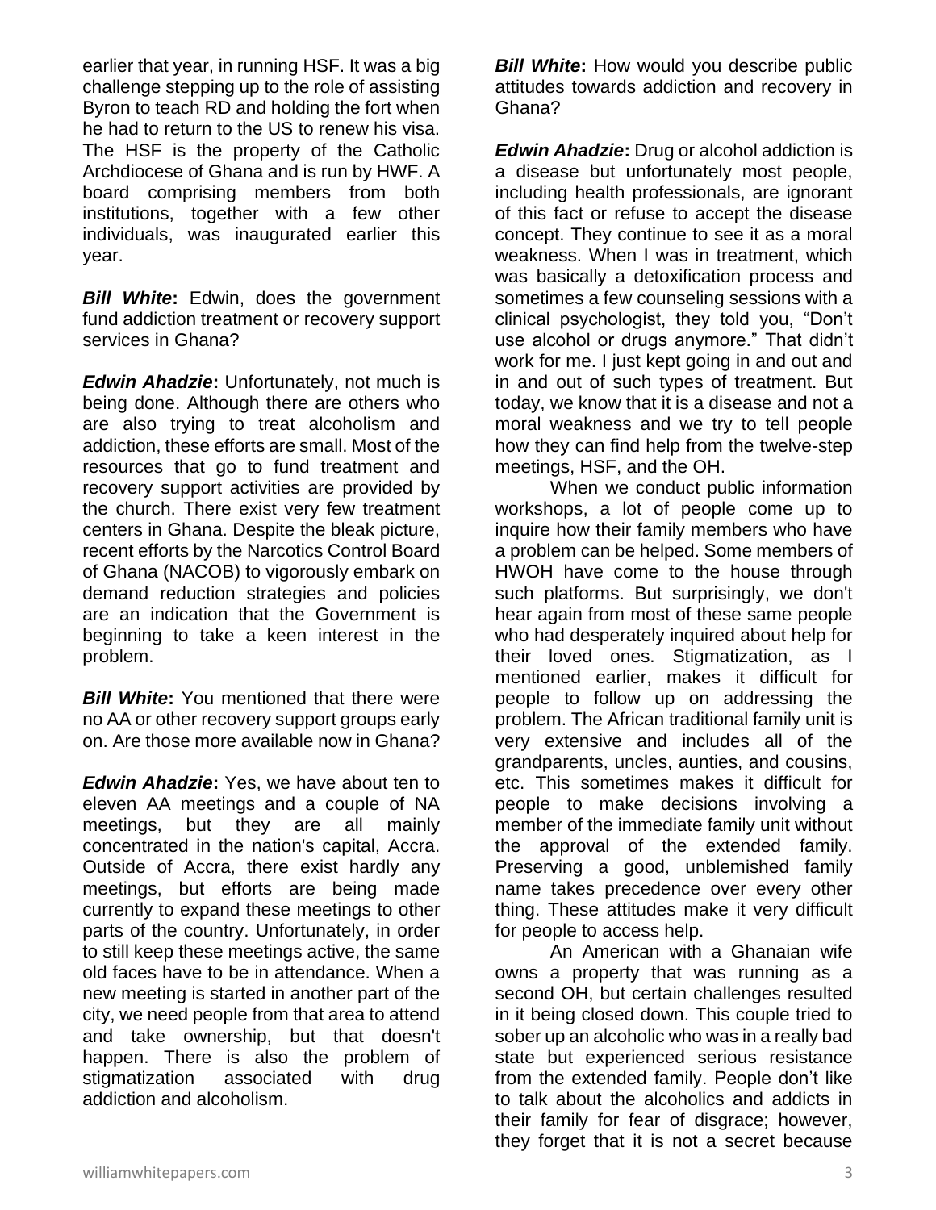earlier that year, in running HSF. It was a big challenge stepping up to the role of assisting Byron to teach RD and holding the fort when he had to return to the US to renew his visa. The HSF is the property of the Catholic Archdiocese of Ghana and is run by HWF. A board comprising members from both institutions, together with a few other individuals, was inaugurated earlier this year.

***Bill White*****:** Edwin, does the government fund addiction treatment or recovery support services in Ghana?

***Edwin Ahadzie*****:** Unfortunately, not much is being done. Although there are others who are also trying to treat alcoholism and addiction, these efforts are small. Most of the resources that go to fund treatment and recovery support activities are provided by the church. There exist very few treatment centers in Ghana. Despite the bleak picture, recent efforts by the Narcotics Control Board of Ghana (NACOB) to vigorously embark on demand reduction strategies and policies are an indication that the Government is beginning to take a keen interest in the problem.

***Bill White*****:** You mentioned that there were no AA or other recovery support groups early on. Are those more available now in Ghana?

***Edwin Ahadzie*****:** Yes, we have about ten to eleven AA meetings and a couple of NA meetings, but they are all mainly concentrated in the nation's capital, Accra. Outside of Accra, there exist hardly any meetings, but efforts are being made currently to expand these meetings to other parts of the country. Unfortunately, in order to still keep these meetings active, the same old faces have to be in attendance. When a new meeting is started in another part of the city, we need people from that area to attend and take ownership, but that doesn't happen. There is also the problem of stigmatization associated with drug addiction and alcoholism.

***Bill White*****:** How would you describe public attitudes towards addiction and recovery in Ghana?

***Edwin Ahadzie*****:** Drug or alcohol addiction is a disease but unfortunately most people, including health professionals, are ignorant of this fact or refuse to accept the disease concept. They continue to see it as a moral weakness. When I was in treatment, which was basically a detoxification process and sometimes a few counseling sessions with a clinical psychologist, they told you, "Don't use alcohol or drugs anymore." That didn't work for me. I just kept going in and out and in and out of such types of treatment. But today, we know that it is a disease and not a moral weakness and we try to tell people how they can find help from the twelve-step meetings, HSF, and the OH.

When we conduct public information workshops, a lot of people come up to inquire how their family members who have a problem can be helped. Some members of HWOH have come to the house through such platforms. But surprisingly, we don't hear again from most of these same people who had desperately inquired about help for their loved ones. Stigmatization, as I mentioned earlier, makes it difficult for people to follow up on addressing the problem. The African traditional family unit is very extensive and includes all of the grandparents, uncles, aunties, and cousins, etc. This sometimes makes it difficult for people to make decisions involving a member of the immediate family unit without the approval of the extended family. Preserving a good, unblemished family name takes precedence over every other thing. These attitudes make it very difficult for people to access help.

An American with a Ghanaian wife owns a property that was running as a second OH, but certain challenges resulted in it being closed down. This couple tried to sober up an alcoholic who was in a really bad state but experienced serious resistance from the extended family. People don't like to talk about the alcoholics and addicts in their family for fear of disgrace; however, they forget that it is not a secret because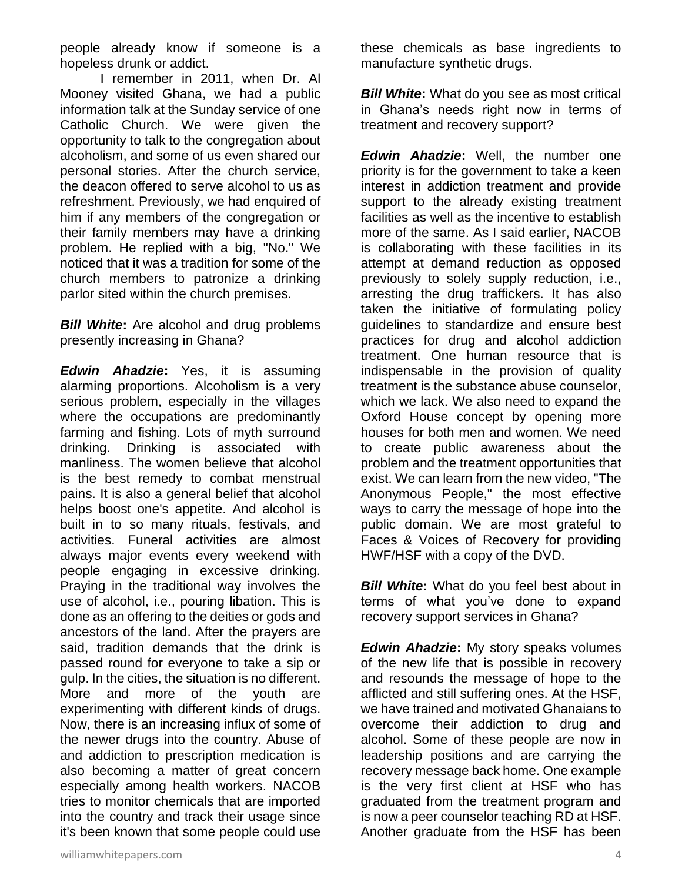people already know if someone is a hopeless drunk or addict.

I remember in 2011, when Dr. Al Mooney visited Ghana, we had a public information talk at the Sunday service of one Catholic Church. We were given the opportunity to talk to the congregation about alcoholism, and some of us even shared our personal stories. After the church service, the deacon offered to serve alcohol to us as refreshment. Previously, we had enquired of him if any members of the congregation or their family members may have a drinking problem. He replied with a big, "No." We noticed that it was a tradition for some of the church members to patronize a drinking parlor sited within the church premises.

***Bill White*:** Are alcohol and drug problems presently increasing in Ghana?

***Edwin Ahadzie*:** Yes, it is assuming alarming proportions. Alcoholism is a very serious problem, especially in the villages where the occupations are predominantly farming and fishing. Lots of myth surround drinking. Drinking is associated with manliness. The women believe that alcohol is the best remedy to combat menstrual pains. It is also a general belief that alcohol helps boost one's appetite. And alcohol is built in to so many rituals, festivals, and activities. Funeral activities are almost always major events every weekend with people engaging in excessive drinking. Praying in the traditional way involves the use of alcohol, i.e., pouring libation. This is done as an offering to the deities or gods and ancestors of the land. After the prayers are said, tradition demands that the drink is passed round for everyone to take a sip or gulp. In the cities, the situation is no different. More and more of the youth are experimenting with different kinds of drugs. Now, there is an increasing influx of some of the newer drugs into the country. Abuse of and addiction to prescription medication is also becoming a matter of great concern especially among health workers. NACOB tries to monitor chemicals that are imported into the country and track their usage since it's been known that some people could use these chemicals as base ingredients to manufacture synthetic drugs.

***Bill White*:** What do you see as most critical in Ghana's needs right now in terms of treatment and recovery support?

***Edwin Ahadzie*:** Well, the number one priority is for the government to take a keen interest in addiction treatment and provide support to the already existing treatment facilities as well as the incentive to establish more of the same. As I said earlier, NACOB is collaborating with these facilities in its attempt at demand reduction as opposed previously to solely supply reduction, i.e., arresting the drug traffickers. It has also taken the initiative of formulating policy guidelines to standardize and ensure best practices for drug and alcohol addiction treatment. One human resource that is indispensable in the provision of quality treatment is the substance abuse counselor, which we lack. We also need to expand the Oxford House concept by opening more houses for both men and women. We need to create public awareness about the problem and the treatment opportunities that exist. We can learn from the new video, "The Anonymous People," the most effective ways to carry the message of hope into the public domain. We are most grateful to Faces & Voices of Recovery for providing HWF/HSF with a copy of the DVD.

***Bill White*:** What do you feel best about in terms of what you've done to expand recovery support services in Ghana?

***Edwin Ahadzie*:** My story speaks volumes of the new life that is possible in recovery and resounds the message of hope to the afflicted and still suffering ones. At the HSF, we have trained and motivated Ghanaians to overcome their addiction to drug and alcohol. Some of these people are now in leadership positions and are carrying the recovery message back home. One example is the very first client at HSF who has graduated from the treatment program and is now a peer counselor teaching RD at HSF. Another graduate from the HSF has been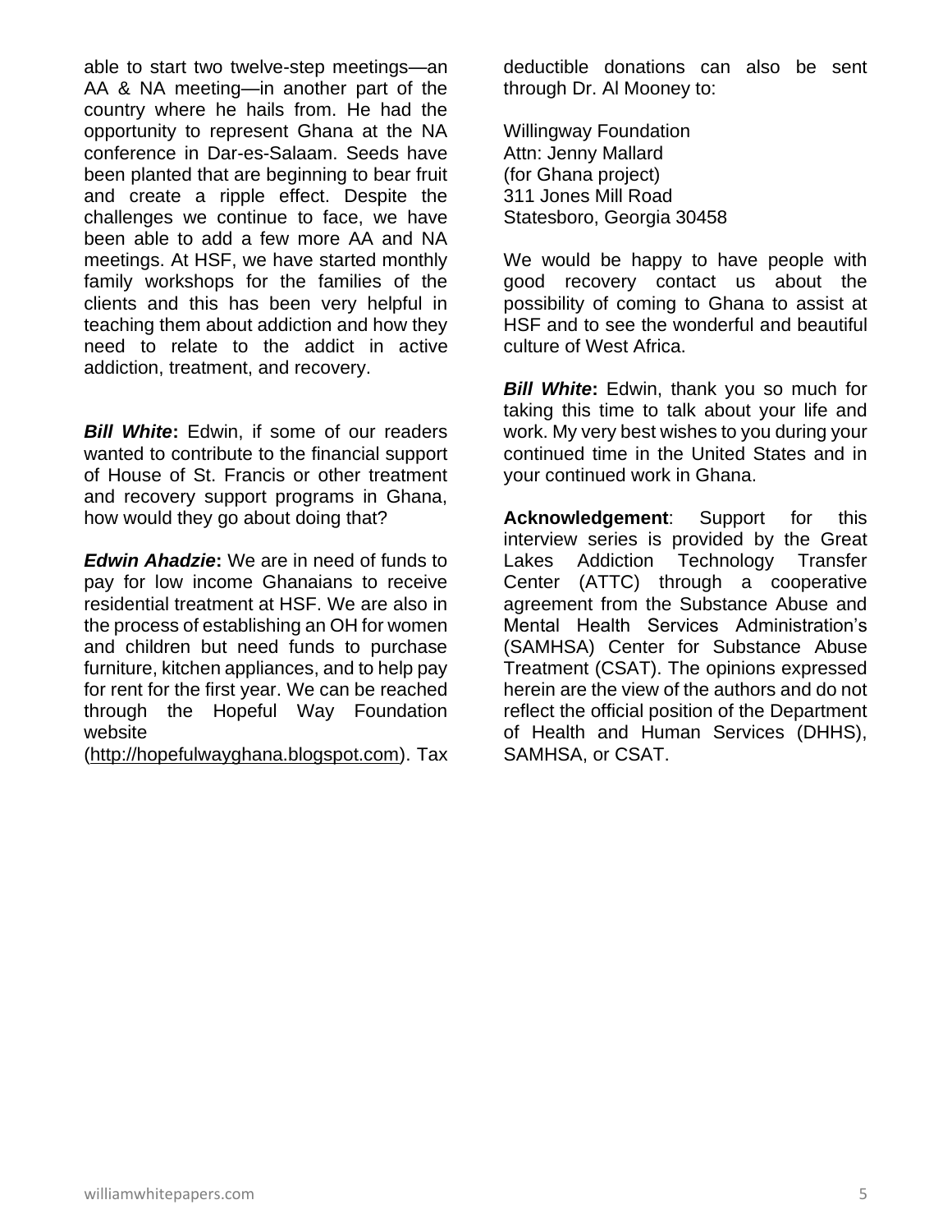able to start two twelve-step meetings—an AA & NA meeting—in another part of the country where he hails from. He had the opportunity to represent Ghana at the NA conference in Dar-es-Salaam. Seeds have been planted that are beginning to bear fruit and create a ripple effect. Despite the challenges we continue to face, we have been able to add a few more AA and NA meetings. At HSF, we have started monthly family workshops for the families of the clients and this has been very helpful in teaching them about addiction and how they need to relate to the addict in active addiction, treatment, and recovery.

***Bill White*:** Edwin, if some of our readers wanted to contribute to the financial support of House of St. Francis or other treatment and recovery support programs in Ghana, how would they go about doing that?

***Edwin Ahadzie*:** We are in need of funds to pay for low income Ghanaians to receive residential treatment at HSF. We are also in the process of establishing an OH for women and children but need funds to purchase furniture, kitchen appliances, and to help pay for rent for the first year. We can be reached through the Hopeful Way Foundation website (http://hopefulwayghana.blogspot.com). Tax deductible donations can also be sent through Dr. Al Mooney to:

Willingway Foundation
Attn: Jenny Mallard
(for Ghana project)
311 Jones Mill Road
Statesboro, Georgia 30458

We would be happy to have people with good recovery contact us about the possibility of coming to Ghana to assist at HSF and to see the wonderful and beautiful culture of West Africa.

***Bill White*:** Edwin, thank you so much for taking this time to talk about your life and work. My very best wishes to you during your continued time in the United States and in your continued work in Ghana.

**Acknowledgement**: Support for this interview series is provided by the Great Lakes Addiction Technology Transfer Center (ATTC) through a cooperative agreement from the Substance Abuse and Mental Health Services Administration's (SAMHSA) Center for Substance Abuse Treatment (CSAT). The opinions expressed herein are the view of the authors and do not reflect the official position of the Department of Health and Human Services (DHHS), SAMHSA, or CSAT.